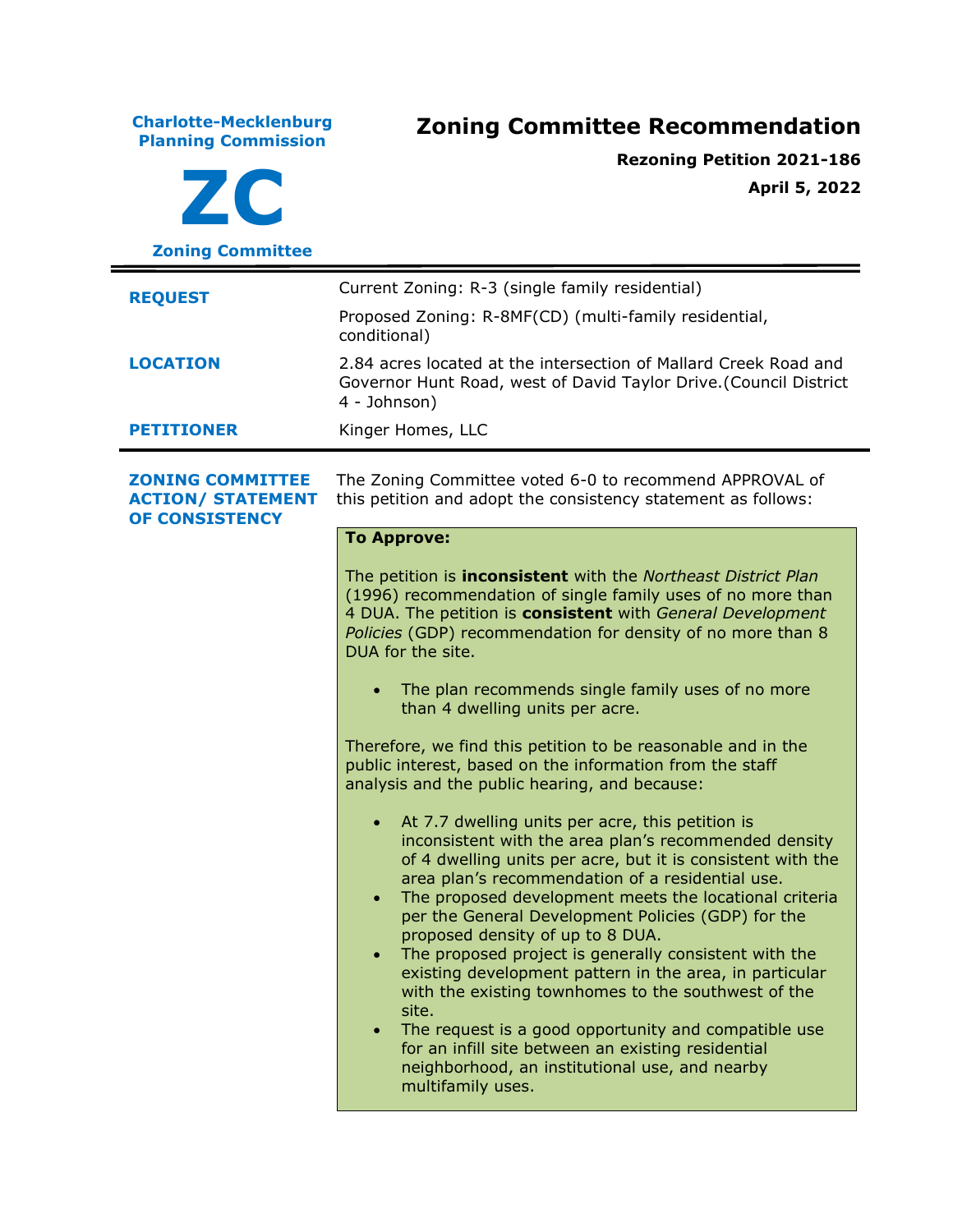**Charlote-Mecklenburg Planning Commission**

# ZC

**Zoning Committee**

# Zoning Committee Recommendation

**Rezoning Petition 2021-186**

**April 5, 2022**

---

| | |
|---|---|
| **REQUEST** | Current Zoning: R-3 (single family residential)<br>Proposed Zoning: R-8MF(CD) (multi-family residential, conditional) |
| **LOCATION** | 2.84 acres located at the intersection of Mallard Creek Road and Governor Hunt Road, west of David Taylor Drive.(Council District 4 - Johnson) |
| **PETITIONER** | Kinger Homes, LLC |

---

**ZONING COMMITTEE ACTION/ STATEMENT OF CONSISTENCY**

The Zoning Committee voted 6-0 to recommend APPROVAL of this petition and adopt the consistency statement as follows:

**To Approve:**

The petition is **inconsistent** with the *Northeast District Plan* (1996) recommendation of single family uses of no more than 4 DUA. The petition is **consistent** with *General Development Policies* (GDP) recommendation for density of no more than 8 DUA for the site.

- The plan recommends single family uses of no more than 4 dwelling units per acre.

Therefore, we find this petition to be reasonable and in the public interest, based on the information from the staff analysis and the public hearing, and because:

- At 7.7 dwelling units per acre, this petition is inconsistent with the area plan's recommended density of 4 dwelling units per acre, but it is consistent with the area plan's recommendation of a residential use.
- The proposed development meets the locational criteria per the General Development Policies (GDP) for the proposed density of up to 8 DUA.
- The proposed project is generally consistent with the existing development pattern in the area, in particular with the existing townhomes to the southwest of the site.
- The request is a good opportunity and compatible use for an infill site between an existing residential neighborhood, an institutional use, and nearby multifamily uses.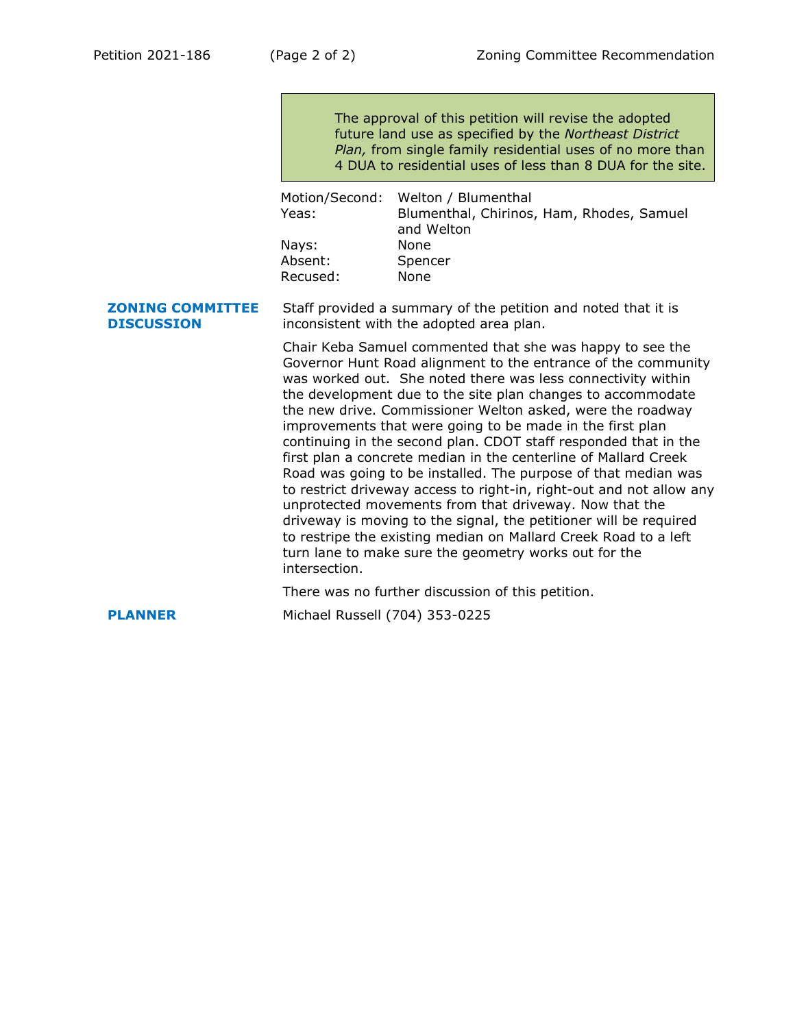The approval of this petition will revise the adopted future land use as specified by the *Northeast District Plan,* from single family residential uses of no more than 4 DUA to residential uses of less than 8 DUA for the site.

| | |
|---|---|
| Motion/Second: | Welton / Blumenthal |
| Yeas: | Blumenthal, Chirinos, Ham, Rhodes, Samuel and Welton |
| Nays: | None |
| Absent: | Spencer |
| Recused: | None |

**ZONING COMMITTEE DISCUSSION**

Staff provided a summary of the petition and noted that it is inconsistent with the adopted area plan.

Chair Keba Samuel commented that she was happy to see the Governor Hunt Road alignment to the entrance of the community was worked out. She noted there was less connectivity within the development due to the site plan changes to accommodate the new drive. Commissioner Welton asked, were the roadway improvements that were going to be made in the first plan continuing in the second plan. CDOT staff responded that in the first plan a concrete median in the centerline of Mallard Creek Road was going to be installed. The purpose of that median was to restrict driveway access to right-in, right-out and not allow any unprotected movements from that driveway. Now that the driveway is moving to the signal, the petitioner will be required to restripe the existing median on Mallard Creek Road to a left turn lane to make sure the geometry works out for the intersection.

There was no further discussion of this petition.

**PLANNER**

Michael Russell (704) 353-0225